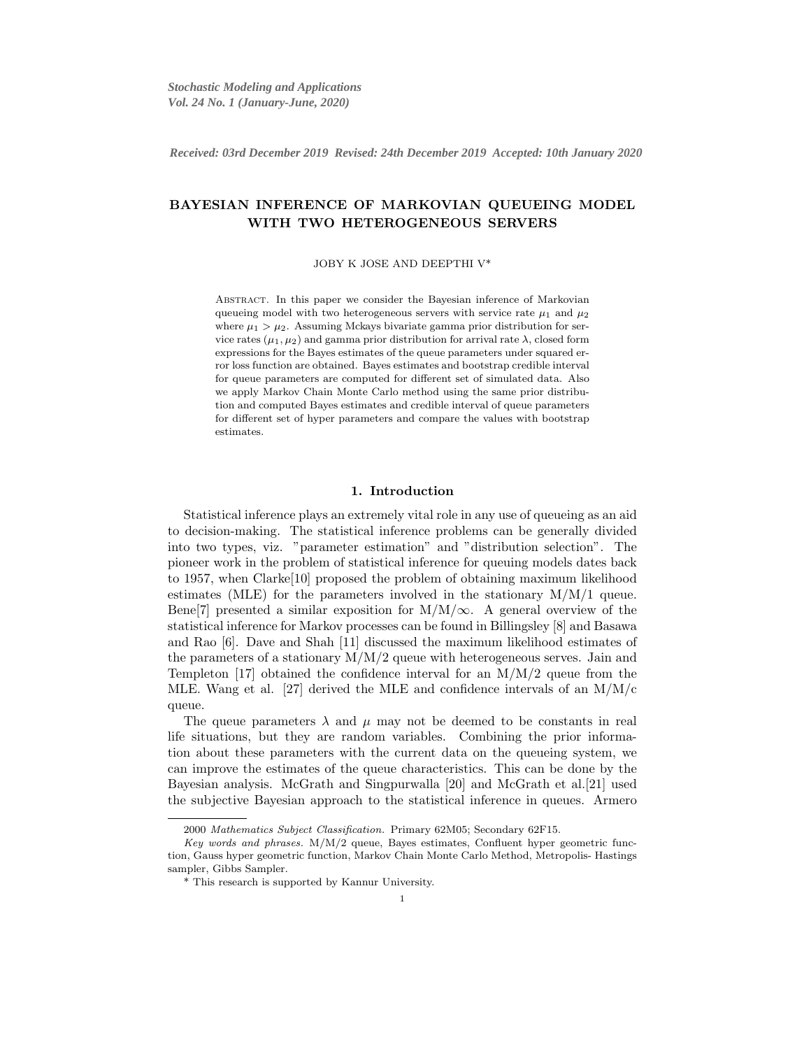*Stochastic Modeling and Applications*
*Vol. 24 No. 1 (January-June, 2020)*

*Received: 03rd December 2019 Revised: 24th December 2019 Accepted: 10th January 2020*

# BAYESIAN INFERENCE OF MARKOVIAN QUEUEING MODEL WITH TWO HETEROGENEOUS SERVERS

JOBY K JOSE AND DEEPTHI V*

Abstract. In this paper we consider the Bayesian inference of Markovian queueing model with two heterogeneous servers with service rate $\mu_1$ and $\mu_2$ where $\mu_1 > \mu_2$. Assuming Mckays bivariate gamma prior distribution for service rates $(\mu_1, \mu_2)$ and gamma prior distribution for arrival rate $\lambda$, closed form expressions for the Bayes estimates of the queue parameters under squared error loss function are obtained. Bayes estimates and bootstrap credible interval for queue parameters are computed for different set of simulated data. Also we apply Markov Chain Monte Carlo method using the same prior distribution and computed Bayes estimates and credible interval of queue parameters for different set of hyper parameters and compare the values with bootstrap estimates.

## 1. Introduction

Statistical inference plays an extremely vital role in any use of queueing as an aid to decision-making. The statistical inference problems can be generally divided into two types, viz. "parameter estimation" and "distribution selection". The pioneer work in the problem of statistical inference for queuing models dates back to 1957, when Clarke[10] proposed the problem of obtaining maximum likelihood estimates (MLE) for the parameters involved in the stationary M/M/1 queue. Bene[7] presented a similar exposition for M/M/$\infty$. A general overview of the statistical inference for Markov processes can be found in Billingsley [8] and Basawa and Rao [6]. Dave and Shah [11] discussed the maximum likelihood estimates of the parameters of a stationary M/M/2 queue with heterogeneous serves. Jain and Templeton [17] obtained the confidence interval for an M/M/2 queue from the MLE. Wang et al. [27] derived the MLE and confidence intervals of an M/M/c queue.

The queue parameters $\lambda$ and $\mu$ may not be deemed to be constants in real life situations, but they are random variables. Combining the prior information about these parameters with the current data on the queueing system, we can improve the estimates of the queue characteristics. This can be done by the Bayesian analysis. McGrath and Singpurwalla [20] and McGrath et al.[21] used the subjective Bayesian approach to the statistical inference in queues. Armero

2000 *Mathematics Subject Classification.* Primary 62M05; Secondary 62F15.

*Key words and phrases.* M/M/2 queue, Bayes estimates, Confluent hyper geometric function, Gauss hyper geometric function, Markov Chain Monte Carlo Method, Metropolis- Hastings sampler, Gibbs Sampler.

\* This research is supported by Kannur University.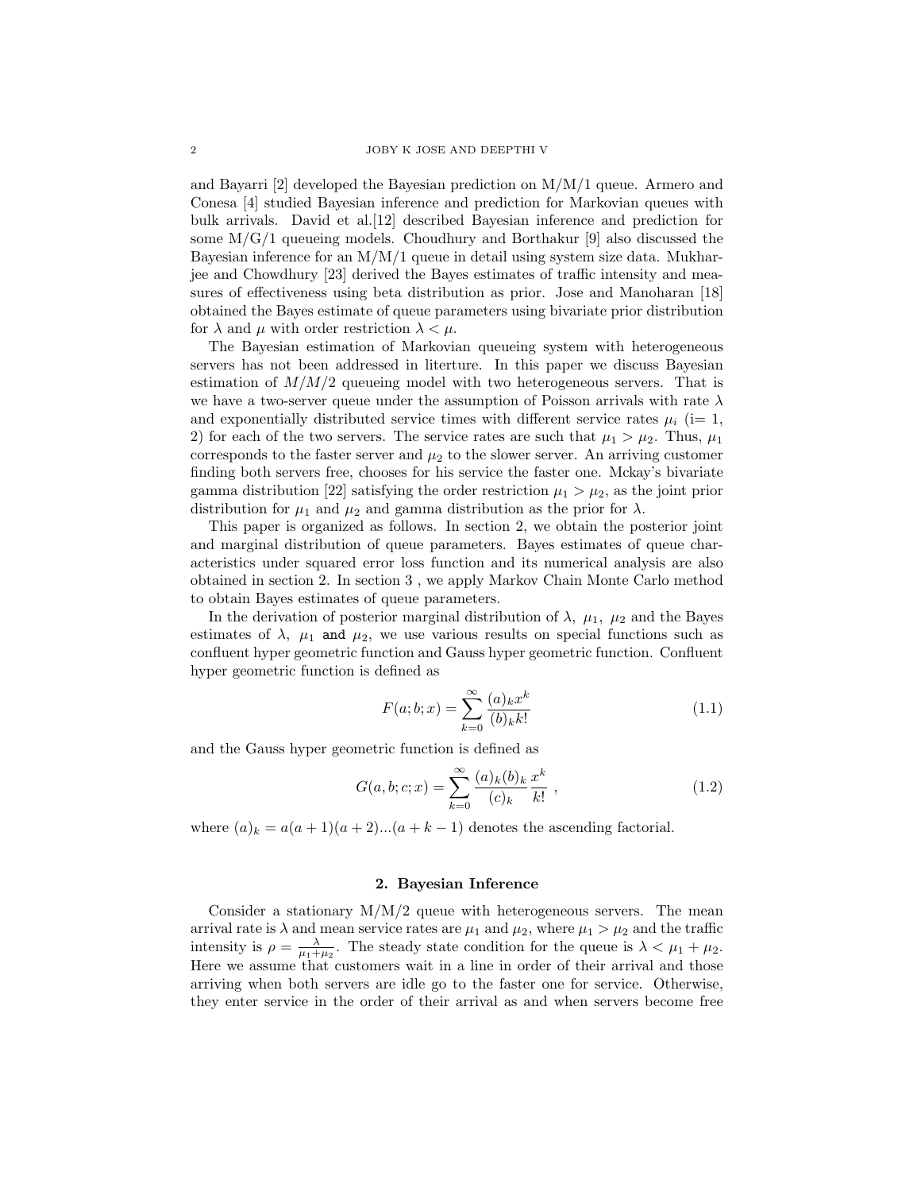and Bayarri [2] developed the Bayesian prediction on M/M/1 queue. Armero and Conesa [4] studied Bayesian inference and prediction for Markovian queues with bulk arrivals. David et al.[12] described Bayesian inference and prediction for some M/G/1 queueing models. Choudhury and Borthakur [9] also discussed the Bayesian inference for an M/M/1 queue in detail using system size data. Mukharjee and Chowdhury [23] derived the Bayes estimates of traffic intensity and measures of effectiveness using beta distribution as prior. Jose and Manoharan [18] obtained the Bayes estimate of queue parameters using bivariate prior distribution for $\lambda$ and $\mu$ with order restriction $\lambda < \mu$.

The Bayesian estimation of Markovian queueing system with heterogeneous servers has not been addressed in literture. In this paper we discuss Bayesian estimation of $M/M/2$ queueing model with two heterogeneous servers. That is we have a two-server queue under the assumption of Poisson arrivals with rate $\lambda$ and exponentially distributed service times with different service rates $\mu_i$ (i= 1, 2) for each of the two servers. The service rates are such that $\mu_1 > \mu_2$. Thus, $\mu_1$ corresponds to the faster server and $\mu_2$ to the slower server. An arriving customer finding both servers free, chooses for his service the faster one. Mckay's bivariate gamma distribution [22] satisfying the order restriction $\mu_1 > \mu_2$, as the joint prior distribution for $\mu_1$ and $\mu_2$ and gamma distribution as the prior for $\lambda$.

This paper is organized as follows. In section 2, we obtain the posterior joint and marginal distribution of queue parameters. Bayes estimates of queue characteristics under squared error loss function and its numerical analysis are also obtained in section 2. In section 3 , we apply Markov Chain Monte Carlo method to obtain Bayes estimates of queue parameters.

In the derivation of posterior marginal distribution of $\lambda,\ \mu_1,\ \mu_2$ and the Bayes estimates of $\lambda,\ \mu_1$ and $\mu_2$, we use various results on special functions such as confluent hyper geometric function and Gauss hyper geometric function. Confluent hyper geometric function is defined as

$$F(a;b;x) = \sum_{k=0}^{\infty} \frac{(a)_k x^k}{(b)_k k!} \tag{1.1}$$

and the Gauss hyper geometric function is defined as

$$G(a,b;c;x) = \sum_{k=0}^{\infty} \frac{(a)_k (b)_k}{(c)_k} \frac{x^k}{k!}\ , \tag{1.2}$$

where $(a)_k = a(a+1)(a+2)...(a+k-1)$ denotes the ascending factorial.

## 2. Bayesian Inference

Consider a stationary M/M/2 queue with heterogeneous servers. The mean arrival rate is $\lambda$ and mean service rates are $\mu_1$ and $\mu_2$, where $\mu_1 > \mu_2$ and the traffic intensity is $\rho = \frac{\lambda}{\mu_1+\mu_2}$. The steady state condition for the queue is $\lambda < \mu_1 + \mu_2$. Here we assume that customers wait in a line in order of their arrival and those arriving when both servers are idle go to the faster one for service. Otherwise, they enter service in the order of their arrival as and when servers become free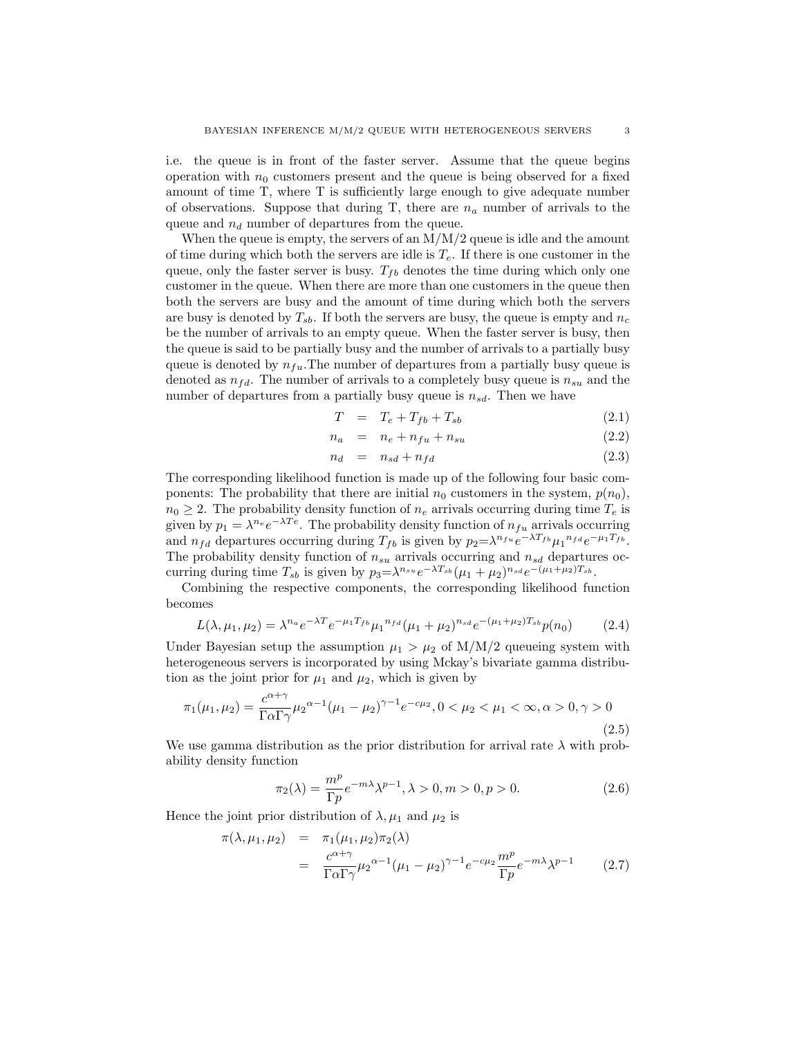i.e. the queue is in front of the faster server. Assume that the queue begins operation with $n_0$ customers present and the queue is being observed for a fixed amount of time T, where T is sufficiently large enough to give adequate number of observations. Suppose that during T, there are $n_a$ number of arrivals to the queue and $n_d$ number of departures from the queue.

When the queue is empty, the servers of an M/M/2 queue is idle and the amount of time during which both the servers are idle is $T_e$. If there is one customer in the queue, only the faster server is busy. $T_{fb}$ denotes the time during which only one customer in the queue. When there are more than one customers in the queue then both the servers are busy and the amount of time during which both the servers are busy is denoted by $T_{sb}$. If both the servers are busy, the queue is empty and $n_c$ be the number of arrivals to an empty queue. When the faster server is busy, then the queue is said to be partially busy and the number of arrivals to a partially busy queue is denoted by $n_{fu}$.The number of departures from a partially busy queue is denoted as $n_{fd}$. The number of arrivals to a completely busy queue is $n_{su}$ and the number of departures from a partially busy queue is $n_{sd}$. Then we have

$$T = T_e + T_{fb} + T_{sb} \tag{2.1}$$

$$n_a = n_e + n_{fu} + n_{su} \tag{2.2}$$

$$n_d = n_{sd} + n_{fd} \tag{2.3}$$

The corresponding likelihood function is made up of the following four basic components: The probability that there are initial $n_0$ customers in the system, $p(n_0)$, $n_0 \geq 2$. The probability density function of $n_e$ arrivals occurring during time $T_e$ is given by $p_1 = \lambda^{n_e} e^{-\lambda T e}$. The probability density function of $n_{fu}$ arrivals occurring and $n_{fd}$ departures occurring during $T_{fb}$ is given by $p_2 = \lambda^{n_{fu}} e^{-\lambda T_{fb}} {\mu_1}^{n_{fd}} e^{-\mu_1 T_{fb}}$. The probability density function of $n_{su}$ arrivals occurring and $n_{sd}$ departures occurring during time $T_{sb}$ is given by $p_3 = \lambda^{n_{su}} e^{-\lambda T_{sb}} (\mu_1 + \mu_2)^{n_{sd}} e^{-(\mu_1+\mu_2)T_{sb}}$.

Combining the respective components, the corresponding likelihood function becomes

$$L(\lambda, \mu_1, \mu_2) = \lambda^{n_a} e^{-\lambda T} e^{-\mu_1 T_{fb}} {\mu_1}^{n_{fd}} (\mu_1 + \mu_2)^{n_{sd}} e^{-(\mu_1+\mu_2)T_{sb}} p(n_0) \tag{2.4}$$

Under Bayesian setup the assumption $\mu_1 > \mu_2$ of M/M/2 queueing system with heterogeneous servers is incorporated by using Mckay's bivariate gamma distribution as the joint prior for $\mu_1$ and $\mu_2$, which is given by

$$\pi_1(\mu_1, \mu_2) = \frac{c^{\alpha+\gamma}}{\Gamma\alpha\Gamma\gamma} {\mu_2}^{\alpha-1} (\mu_1 - \mu_2)^{\gamma-1} e^{-c\mu_2}, 0 < \mu_2 < \mu_1 < \infty, \alpha > 0, \gamma > 0 \tag{2.5}$$

We use gamma distribution as the prior distribution for arrival rate $\lambda$ with probability density function

$$\pi_2(\lambda) = \frac{m^p}{\Gamma p} e^{-m\lambda} \lambda^{p-1}, \lambda > 0, m > 0, p > 0. \tag{2.6}$$

Hence the joint prior distribution of $\lambda, \mu_1$ and $\mu_2$ is

$$\begin{aligned} \pi(\lambda, \mu_1, \mu_2) &= \pi_1(\mu_1, \mu_2)\pi_2(\lambda) \\ &= \frac{c^{\alpha+\gamma}}{\Gamma\alpha\Gamma\gamma} {\mu_2}^{\alpha-1} (\mu_1 - \mu_2)^{\gamma-1} e^{-c\mu_2} \frac{m^p}{\Gamma p} e^{-m\lambda} \lambda^{p-1} \end{aligned} \tag{2.7}$$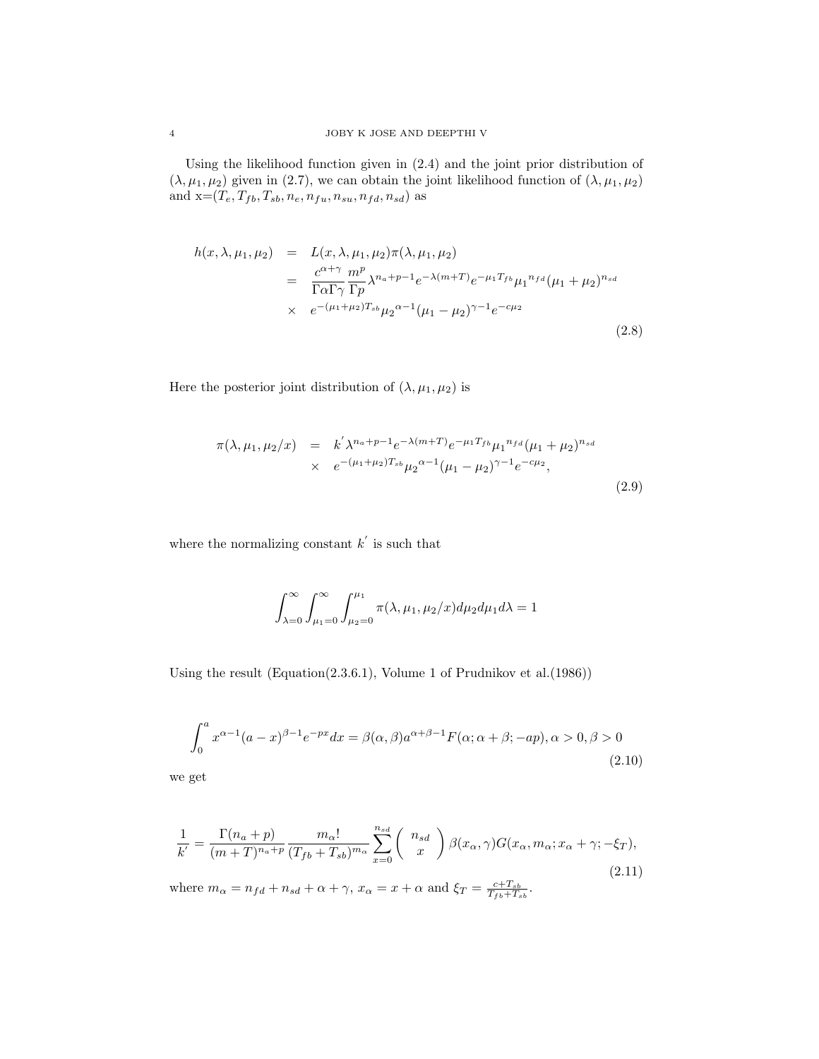Using the likelihood function given in (2.4) and the joint prior distribution of $(\lambda, \mu_1, \mu_2)$ given in (2.7), we can obtain the joint likelihood function of $(\lambda, \mu_1, \mu_2)$ and x=$(T_e, T_{fb}, T_{sb}, n_e, n_{fu}, n_{su}, n_{fd}, n_{sd})$ as

$$
\begin{aligned}
h(x, \lambda, \mu_1, \mu_2) &= L(x, \lambda, \mu_1, \mu_2)\pi(\lambda, \mu_1, \mu_2) \\
&= \frac{c^{\alpha+\gamma}}{\Gamma\alpha\Gamma\gamma} \frac{m^p}{\Gamma p} \lambda^{n_a+p-1} e^{-\lambda(m+T)} e^{-\mu_1 T_{fb}} {\mu_1}^{n_{fd}} (\mu_1+\mu_2)^{n_{sd}} \\
&\times \; e^{-(\mu_1+\mu_2)T_{sb}} {\mu_2}^{\alpha-1} (\mu_1-\mu_2)^{\gamma-1} e^{-c\mu_2}
\end{aligned} \tag{2.8}
$$

Here the posterior joint distribution of $(\lambda, \mu_1, \mu_2)$ is

$$
\begin{aligned}
\pi(\lambda, \mu_1, \mu_2/x) &= k^{'} \lambda^{n_a+p-1} e^{-\lambda(m+T)} e^{-\mu_1 T_{fb}} {\mu_1}^{n_{fd}} (\mu_1+\mu_2)^{n_{sd}} \\
&\times \; e^{-(\mu_1+\mu_2)T_{sb}} {\mu_2}^{\alpha-1} (\mu_1-\mu_2)^{\gamma-1} e^{-c\mu_2},
\end{aligned} \tag{2.9}
$$

where the normalizing constant $k^{'}$ is such that

$$
\int_{\lambda=0}^{\infty} \int_{\mu_1=0}^{\infty} \int_{\mu_2=0}^{\mu_1} \pi(\lambda, \mu_1, \mu_2/x) d\mu_2 d\mu_1 d\lambda = 1
$$

Using the result (Equation(2.3.6.1), Volume 1 of Prudnikov et al.(1986))

$$
\int_0^a x^{\alpha-1}(a-x)^{\beta-1} e^{-px} dx = \beta(\alpha, \beta) a^{\alpha+\beta-1} F(\alpha; \alpha+\beta; -ap), \alpha > 0, \beta > 0 \tag{2.10}
$$

we get

$$
\frac{1}{k^{'}} = \frac{\Gamma(n_a+p)}{(m+T)^{n_a+p}} \frac{m_\alpha!}{(T_{fb}+T_{sb})^{m_\alpha}} \sum_{x=0}^{n_{sd}} \binom{n_{sd}}{x} \beta(x_\alpha, \gamma) G(x_\alpha, m_\alpha; x_\alpha+\gamma; -\xi_T), \tag{2.11}
$$

where $m_\alpha = n_{fd} + n_{sd} + \alpha + \gamma$, $x_\alpha = x + \alpha$ and $\xi_T = \frac{c+T_{sb}}{T_{fb}+T_{sb}}$.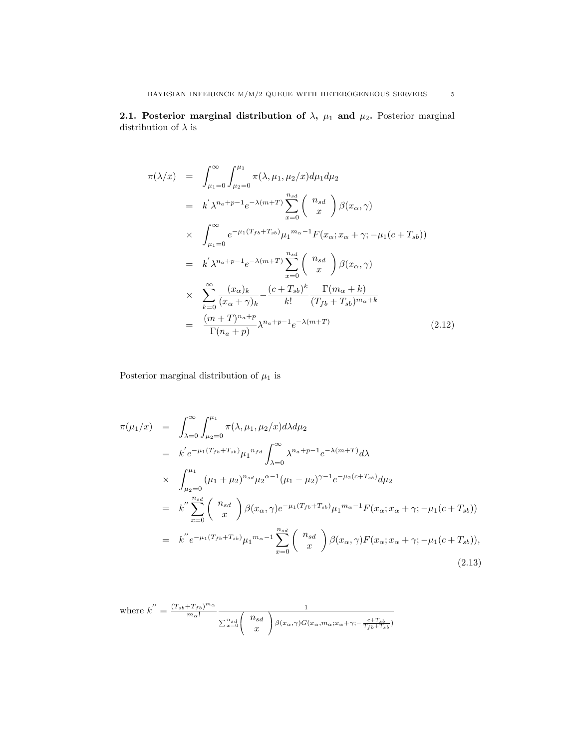**2.1. Posterior marginal distribution of $\lambda$, $\mu_1$ and $\mu_2$.** Posterior marginal distribution of $\lambda$ is

$$
\begin{aligned}
\pi(\lambda/x) &= \int_{\mu_1=0}^{\infty}\int_{\mu_2=0}^{\mu_1} \pi(\lambda,\mu_1,\mu_2/x)d\mu_1 d\mu_2 \\
&= k^{'}\lambda^{n_a+p-1}e^{-\lambda(m+T)}\sum_{x=0}^{n_{sd}}\left(\begin{array}{c} n_{sd} \\ x \end{array}\right)\beta(x_\alpha,\gamma) \\
&\times \int_{\mu_1=0}^{\infty} e^{-\mu_1(T_{fb}+T_{sb})}{\mu_1}^{m_\alpha-1}F(x_\alpha;x_\alpha+\gamma;-\mu_1(c+T_{sb})) \\
&= k^{'}\lambda^{n_a+p-1}e^{-\lambda(m+T)}\sum_{x=0}^{n_{sd}}\left(\begin{array}{c} n_{sd} \\ x \end{array}\right)\beta(x_\alpha,\gamma) \\
&\times \sum_{k=0}^{\infty}\frac{(x_\alpha)_k}{(x_\alpha+\gamma)_k}-\frac{(c+T_{sb})^k}{k!}\frac{\Gamma(m_\alpha+k)}{(T_{fb}+T_{sb})^{m_\alpha+k}} \\
&= \frac{(m+T)^{n_a+p}}{\Gamma(n_a+p)}\lambda^{n_a+p-1}e^{-\lambda(m+T)} \qquad (2.12)
\end{aligned}
$$

Posterior marginal distribution of $\mu_1$ is

$$
\begin{aligned}
\pi(\mu_1/x) &= \int_{\lambda=0}^{\infty}\int_{\mu_2=0}^{\mu_1}\pi(\lambda,\mu_1,\mu_2/x)d\lambda d\mu_2 \\
&= k^{'}e^{-\mu_1(T_{fb}+T_{sb})}{\mu_1}^{n_{fd}}\int_{\lambda=0}^{\infty}\lambda^{n_a+p-1}e^{-\lambda(m+T)}d\lambda \\
&\times \int_{\mu_2=0}^{\mu_1}(\mu_1+\mu_2)^{n_{sd}}{\mu_2}^{\alpha-1}(\mu_1-\mu_2)^{\gamma-1}e^{-\mu_2(c+T_{sb})}d\mu_2 \\
&= k^{''}\sum_{x=0}^{n_{sd}}\left(\begin{array}{c} n_{sd} \\ x \end{array}\right)\beta(x_\alpha,\gamma)e^{-\mu_1(T_{fb}+T_{sb})}{\mu_1}^{m_\alpha-1}F(x_\alpha;x_\alpha+\gamma;-\mu_1(c+T_{sb})) \\
&= k^{''}e^{-\mu_1(T_{fb}+T_{sb})}{\mu_1}^{m_\alpha-1}\sum_{x=0}^{n_{sd}}\left(\begin{array}{c} n_{sd} \\ x \end{array}\right)\beta(x_\alpha,\gamma)F(x_\alpha;x_\alpha+\gamma;-\mu_1(c+T_{sb})), \qquad (2.13)
\end{aligned}
$$

where $k^{''} = \frac{(T_{sb}+T_{fb})^{m_\alpha}}{m_\alpha!}\frac{1}{\sum_{x=0}^{n_{sd}}\left(\begin{array}{c} n_{sd} \\ x \end{array}\right)\beta(x_\alpha,\gamma)G(x_\alpha,m_\alpha;x_\alpha+\gamma;-\frac{c+T_{sb}}{T_{fb}+T_{sb}})}$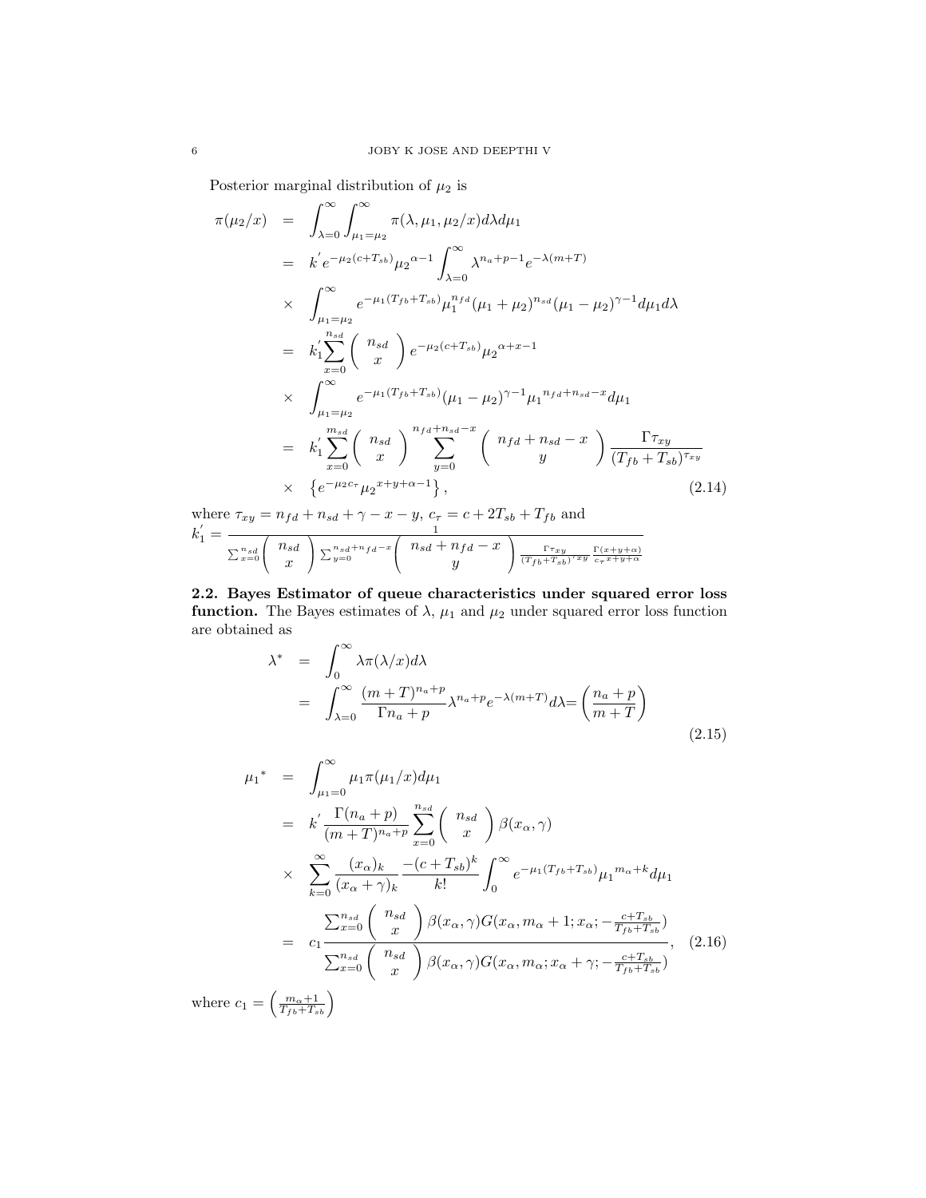Posterior marginal distribution of $\mu_2$ is

$$
\begin{aligned}
\pi(\mu_2/x) &= \int_{\lambda=0}^{\infty}\int_{\mu_1=\mu_2}^{\infty} \pi(\lambda,\mu_1,\mu_2/x)d\lambda d\mu_1 \\
&= k^{'} e^{-\mu_2(c+T_{sb})}{\mu_2}^{\alpha-1}\int_{\lambda=0}^{\infty}\lambda^{n_a+p-1}e^{-\lambda(m+T)} \\
&\times \int_{\mu_1=\mu_2}^{\infty} e^{-\mu_1(T_{fb}+T_{sb})}\mu_1^{n_{fd}}(\mu_1+\mu_2)^{n_{sd}}(\mu_1-\mu_2)^{\gamma-1}d\mu_1 d\lambda \\
&= k_1^{'}\sum_{x=0}^{n_{sd}}\left(\begin{array}{c} n_{sd} \\ x \end{array}\right) e^{-\mu_2(c+T_{sb})}{\mu_2}^{\alpha+x-1} \\
&\times \int_{\mu_1=\mu_2}^{\infty} e^{-\mu_1(T_{fb}+T_{sb})}(\mu_1-\mu_2)^{\gamma-1}{\mu_1}^{n_{fd}+n_{sd}-x}d\mu_1 \\
&= k_1^{'}\sum_{x=0}^{m_{sd}}\left(\begin{array}{c} n_{sd} \\ x \end{array}\right)\sum_{y=0}^{n_{fd}+n_{sd}-x}\left(\begin{array}{c} n_{fd}+n_{sd}-x \\ y \end{array}\right)\frac{\Gamma\tau_{xy}}{(T_{fb}+T_{sb})^{\tau_{xy}}} \\
&\times \left\{e^{-\mu_2 c_\tau}{\mu_2}^{x+y+\alpha-1}\right\},
\end{aligned} \tag{2.14}
$$

where $\tau_{xy} = n_{fd}+n_{sd}+\gamma-x-y$, $c_\tau = c+2T_{sb}+T_{fb}$ and

$$
k_1^{'} = \frac{1}{\sum_{x=0}^{n_{sd}}\left(\begin{array}{c} n_{sd} \\ x \end{array}\right)\sum_{y=0}^{n_{sd}+n_{fd}-x}\left(\begin{array}{c} n_{sd}+n_{fd}-x \\ y \end{array}\right)\frac{\Gamma\tau_{xy}}{(T_{fb}+T_{sb})^{\tau_{xy}}}\frac{\Gamma(x+y+\alpha)}{{c_\tau}^{x+y+\alpha}}}
$$

**2.2. Bayes Estimator of queue characteristics under squared error loss function.** The Bayes estimates of $\lambda$, $\mu_1$ and $\mu_2$ under squared error loss function are obtained as

$$
\begin{aligned}
\lambda^* &= \int_0^\infty \lambda\pi(\lambda/x)d\lambda \\
&= \int_{\lambda=0}^{\infty}\frac{(m+T)^{n_a+p}}{\Gamma n_a+p}\lambda^{n_a+p}e^{-\lambda(m+T)}d\lambda = \left(\frac{n_a+p}{m+T}\right)
\end{aligned} \tag{2.15}
$$

$$
\begin{aligned}
{\mu_1}^* &= \int_{\mu_1=0}^{\infty}\mu_1\pi(\mu_1/x)d\mu_1 \\
&= k^{'}\frac{\Gamma(n_a+p)}{(m+T)^{n_a+p}}\sum_{x=0}^{n_{sd}}\left(\begin{array}{c} n_{sd} \\ x \end{array}\right)\beta(x_\alpha,\gamma) \\
&\times \sum_{k=0}^{\infty}\frac{(x_\alpha)_k}{(x_\alpha+\gamma)_k}\frac{-(c+T_{sb})^k}{k!}\int_0^\infty e^{-\mu_1(T_{fb}+T_{sb})}{\mu_1}^{m_\alpha+k}d\mu_1 \\
&= c_1\frac{\sum_{x=0}^{n_{sd}}\left(\begin{array}{c} n_{sd} \\ x \end{array}\right)\beta(x_\alpha,\gamma)G(x_\alpha,m_\alpha+1;x_\alpha;-\frac{c+T_{sb}}{T_{fb}+T_{sb}})}{\sum_{x=0}^{n_{sd}}\left(\begin{array}{c} n_{sd} \\ x \end{array}\right)\beta(x_\alpha,\gamma)G(x_\alpha,m_\alpha;x_\alpha+\gamma;-\frac{c+T_{sb}}{T_{fb}+T_{sb}})},
\end{aligned} \tag{2.16}
$$

where $c_1 = \left(\frac{m_\alpha+1}{T_{fb}+T_{sb}}\right)$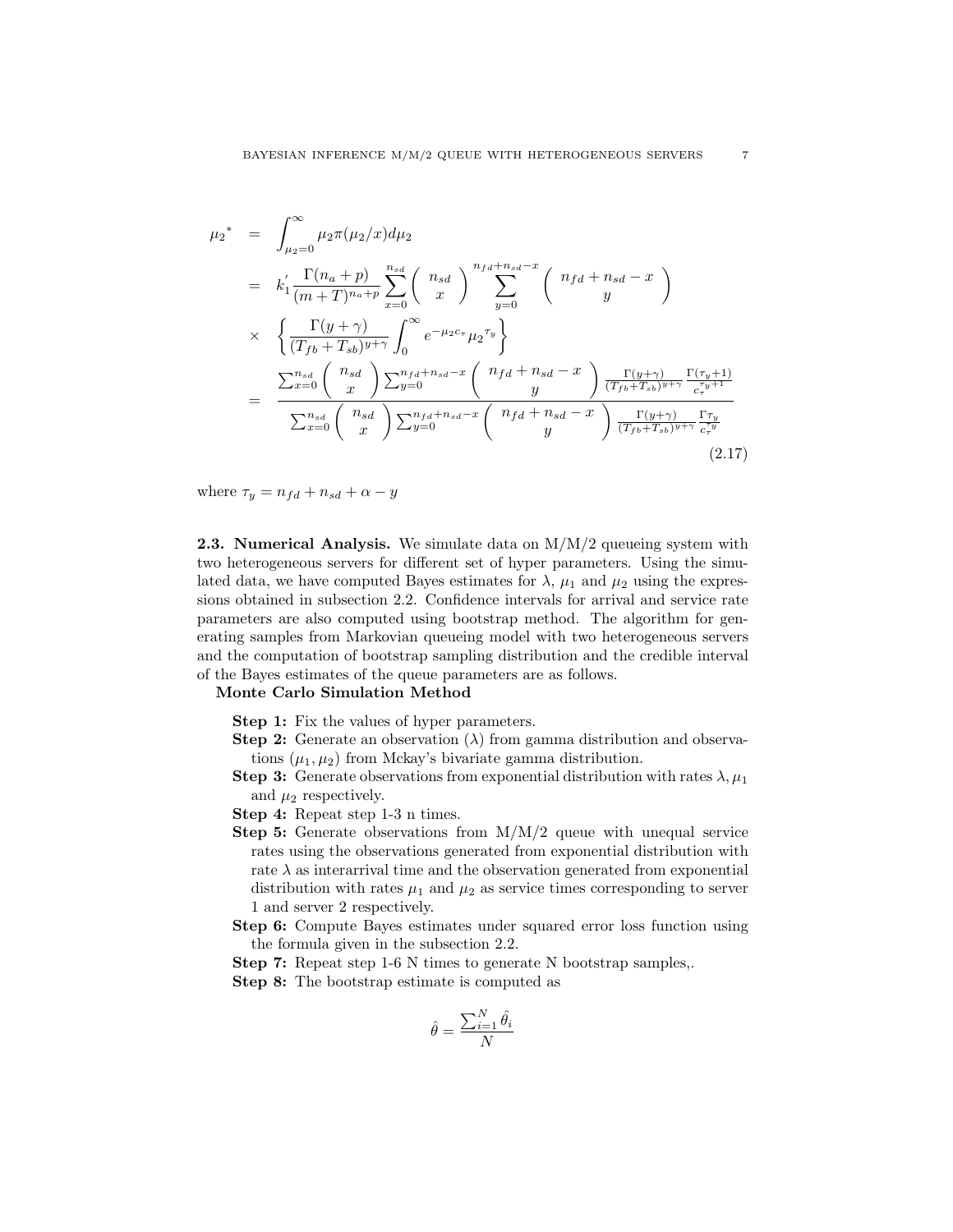$$
\begin{aligned}
{\mu_2}^* &= \int_{\mu_2=0}^{\infty} \mu_2 \pi(\mu_2/x) d\mu_2 \\
&= k_1^{'} \frac{\Gamma(n_a+p)}{(m+T)^{n_a+p}} \sum_{x=0}^{n_{sd}} \begin{pmatrix} n_{sd} \\ x \end{pmatrix} \sum_{y=0}^{n_{fd}+n_{sd}-x} \begin{pmatrix} n_{fd}+n_{sd}-x \\ y \end{pmatrix} \\
&\times \left\{ \frac{\Gamma(y+\gamma)}{(T_{fb}+T_{sb})^{y+\gamma}} \int_0^{\infty} e^{-\mu_2 c_\tau} {\mu_2}^{\tau_y} \right\} \\
&= \frac{\sum_{x=0}^{n_{sd}} \begin{pmatrix} n_{sd} \\ x \end{pmatrix} \sum_{y=0}^{n_{fd}+n_{sd}-x} \begin{pmatrix} n_{fd}+n_{sd}-x \\ y \end{pmatrix} \frac{\Gamma(y+\gamma)}{(T_{fb}+T_{sb})^{y+\gamma}} \frac{\Gamma(\tau_y+1)}{c_\tau^{\tau_y+1}}}{\sum_{x=0}^{n_{sd}} \begin{pmatrix} n_{sd} \\ x \end{pmatrix} \sum_{y=0}^{n_{fd}+n_{sd}-x} \begin{pmatrix} n_{fd}+n_{sd}-x \\ y \end{pmatrix} \frac{\Gamma(y+\gamma)}{(T_{fb}+T_{sb})^{y+\gamma}} \frac{\Gamma \tau_y}{c_\tau^{\tau_y}}}
\end{aligned}
\tag{2.17}
$$

where $\tau_y = n_{fd} + n_{sd} + \alpha - y$

**2.3. Numerical Analysis.** We simulate data on M/M/2 queueing system with two heterogeneous servers for different set of hyper parameters. Using the simulated data, we have computed Bayes estimates for $\lambda$, $\mu_1$ and $\mu_2$ using the expressions obtained in subsection 2.2. Confidence intervals for arrival and service rate parameters are also computed using bootstrap method. The algorithm for generating samples from Markovian queueing model with two heterogeneous servers and the computation of bootstrap sampling distribution and the credible interval of the Bayes estimates of the queue parameters are as follows.

**Monte Carlo Simulation Method**

**Step 1:** Fix the values of hyper parameters.

**Step 2:** Generate an observation ($\lambda$) from gamma distribution and observations ($\mu_1, \mu_2$) from Mckay's bivariate gamma distribution.

**Step 3:** Generate observations from exponential distribution with rates $\lambda, \mu_1$ and $\mu_2$ respectively.

**Step 4:** Repeat step 1-3 n times.

**Step 5:** Generate observations from M/M/2 queue with unequal service rates using the observations generated from exponential distribution with rate $\lambda$ as interarrival time and the observation generated from exponential distribution with rates $\mu_1$ and $\mu_2$ as service times corresponding to server 1 and server 2 respectively.

**Step 6:** Compute Bayes estimates under squared error loss function using the formula given in the subsection 2.2.

**Step 7:** Repeat step 1-6 N times to generate N bootstrap samples,.

**Step 8:** The bootstrap estimate is computed as

$$
\hat{\theta} = \frac{\sum_{i=1}^{N} \hat{\theta}_i}{N}
$$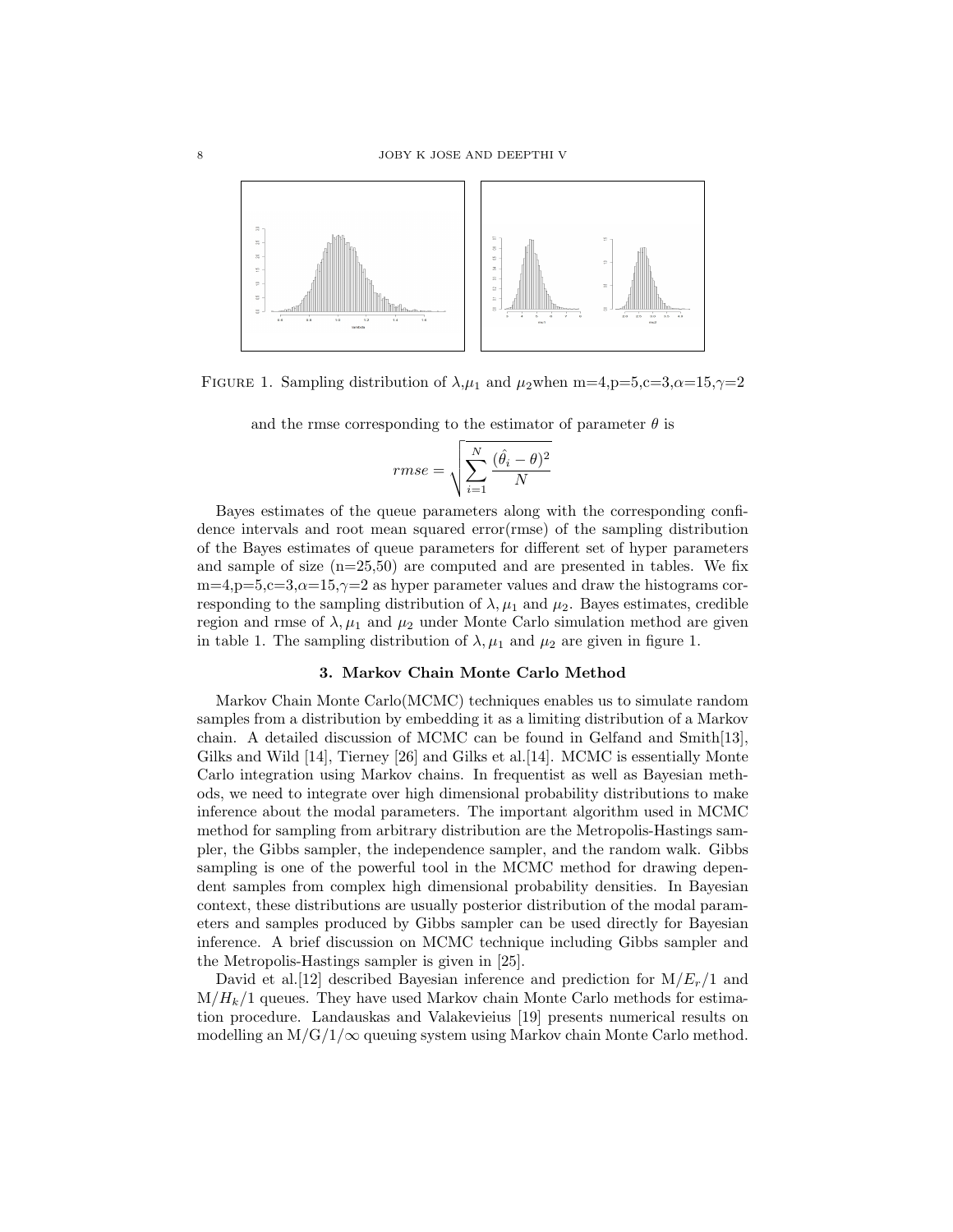FIGURE 1. Sampling distribution of $\lambda$,$\mu_1$ and $\mu_2$when m=4,p=5,c=3,$\alpha$=15,$\gamma$=2

and the rmse corresponding to the estimator of parameter $\theta$ is

$$rmse = \sqrt{\sum_{i=1}^{N} \frac{(\hat{\theta}_i - \theta)^2}{N}}$$

Bayes estimates of the queue parameters along with the corresponding confidence intervals and root mean squared error(rmse) of the sampling distribution of the Bayes estimates of queue parameters for different set of hyper parameters and sample of size (n=25,50) are computed and are presented in tables. We fix m=4,p=5,c=3,$\alpha$=15,$\gamma$=2 as hyper parameter values and draw the histograms corresponding to the sampling distribution of $\lambda, \mu_1$ and $\mu_2$. Bayes estimates, credible region and rmse of $\lambda, \mu_1$ and $\mu_2$ under Monte Carlo simulation method are given in table 1. The sampling distribution of $\lambda, \mu_1$ and $\mu_2$ are given in figure 1.

## 3. Markov Chain Monte Carlo Method

Markov Chain Monte Carlo(MCMC) techniques enables us to simulate random samples from a distribution by embedding it as a limiting distribution of a Markov chain. A detailed discussion of MCMC can be found in Gelfand and Smith[13], Gilks and Wild [14], Tierney [26] and Gilks et al.[14]. MCMC is essentially Monte Carlo integration using Markov chains. In frequentist as well as Bayesian methods, we need to integrate over high dimensional probability distributions to make inference about the modal parameters. The important algorithm used in MCMC method for sampling from arbitrary distribution are the Metropolis-Hastings sampler, the Gibbs sampler, the independence sampler, and the random walk. Gibbs sampling is one of the powerful tool in the MCMC method for drawing dependent samples from complex high dimensional probability densities. In Bayesian context, these distributions are usually posterior distribution of the modal parameters and samples produced by Gibbs sampler can be used directly for Bayesian inference. A brief discussion on MCMC technique including Gibbs sampler and the Metropolis-Hastings sampler is given in [25].

David et al.[12] described Bayesian inference and prediction for M/$E_r$/1 and M/$H_k$/1 queues. They have used Markov chain Monte Carlo methods for estimation procedure. Landauskas and Valakevieius [19] presents numerical results on modelling an M/G/1/$\infty$ queuing system using Markov chain Monte Carlo method.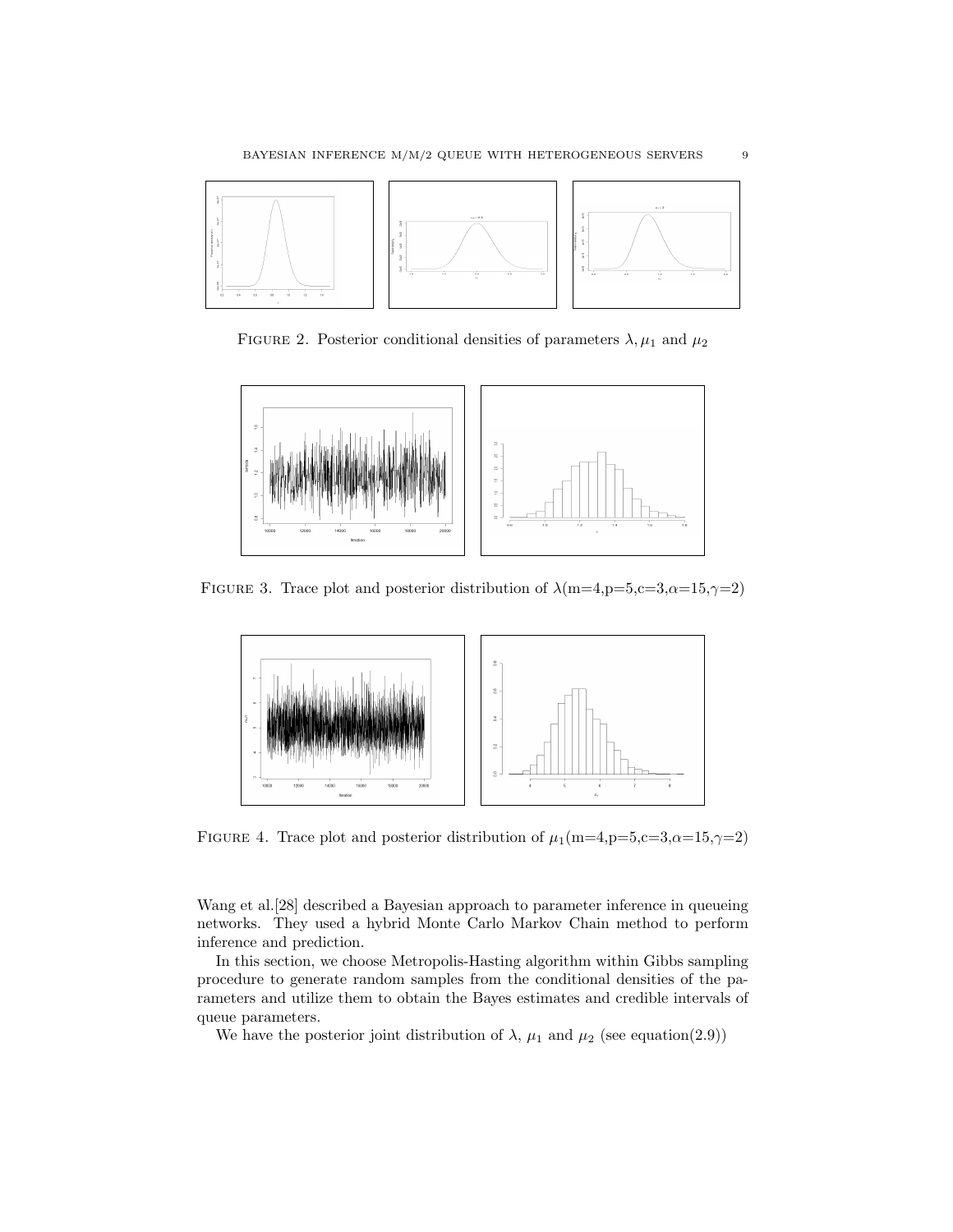FIGURE 2. Posterior conditional densities of parameters $\lambda, \mu_1$ and $\mu_2$

FIGURE 3. Trace plot and posterior distribution of $\lambda$(m=4,p=5,c=3,$\alpha$=15,$\gamma$=2)

FIGURE 4. Trace plot and posterior distribution of $\mu_1$(m=4,p=5,c=3,$\alpha$=15,$\gamma$=2)

Wang et al.[28] described a Bayesian approach to parameter inference in queueing networks. They used a hybrid Monte Carlo Markov Chain method to perform inference and prediction.

In this section, we choose Metropolis-Hasting algorithm within Gibbs sampling procedure to generate random samples from the conditional densities of the parameters and utilize them to obtain the Bayes estimates and credible intervals of queue parameters.

We have the posterior joint distribution of $\lambda$, $\mu_1$ and $\mu_2$ (see equation(2.9))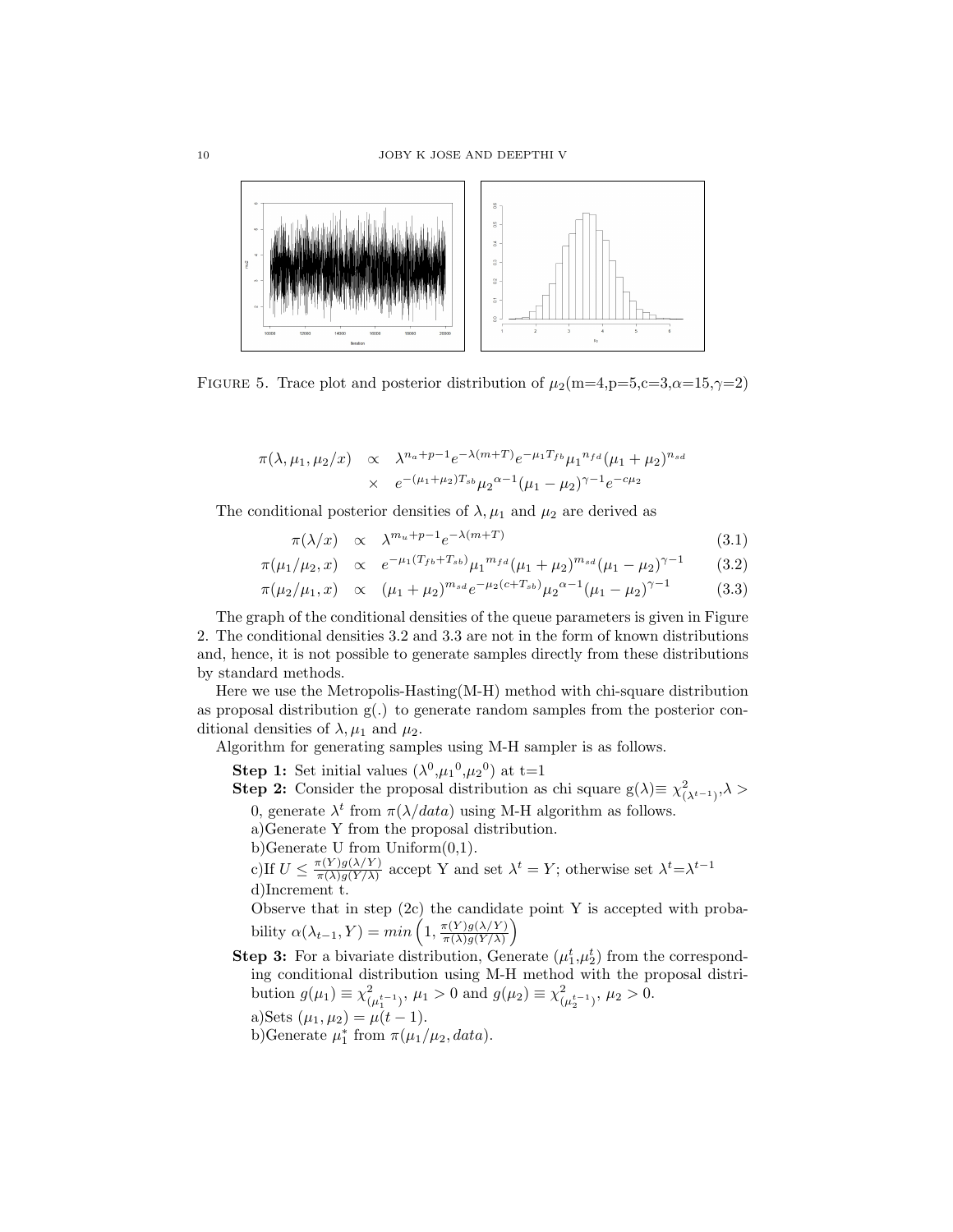FIGURE 5. Trace plot and posterior distribution of $\mu_2$(m=4,p=5,c=3,$\alpha$=15,$\gamma$=2)

$$\begin{aligned}
\pi(\lambda,\mu_1,\mu_2/x) \quad &\propto \quad \lambda^{n_a+p-1}e^{-\lambda(m+T)}e^{-\mu_1 T_{fb}}{\mu_1}^{n_{fd}}(\mu_1+\mu_2)^{n_{sd}} \\
&\times \quad e^{-(\mu_1+\mu_2)T_{sb}}{\mu_2}^{\alpha-1}(\mu_1-\mu_2)^{\gamma-1}e^{-c\mu_2}
\end{aligned}$$

The conditional posterior densities of $\lambda, \mu_1$ and $\mu_2$ are derived as

$$\pi(\lambda/x) \quad \propto \quad \lambda^{m_u+p-1}e^{-\lambda(m+T)} \tag{3.1}$$

$$\pi(\mu_1/\mu_2,x) \quad \propto \quad e^{-\mu_1(T_{fb}+T_{sb})}{\mu_1}^{m_{fd}}(\mu_1+\mu_2)^{m_{sd}}(\mu_1-\mu_2)^{\gamma-1} \tag{3.2}$$

$$\pi(\mu_2/\mu_1,x) \quad \propto \quad (\mu_1+\mu_2)^{m_{sd}}e^{-\mu_2(c+T_{sb})}{\mu_2}^{\alpha-1}(\mu_1-\mu_2)^{\gamma-1} \tag{3.3}$$

The graph of the conditional densities of the queue parameters is given in Figure 2. The conditional densities 3.2 and 3.3 are not in the form of known distributions and, hence, it is not possible to generate samples directly from these distributions by standard methods.

Here we use the Metropolis-Hasting(M-H) method with chi-square distribution as proposal distribution g(.) to generate random samples from the posterior conditional densities of $\lambda, \mu_1$ and $\mu_2$.

Algorithm for generating samples using M-H sampler is as follows.

**Step 1:** Set initial values ($\lambda^0$,${\mu_1}^0$,${\mu_2}^0$) at t=1

**Step 2:** Consider the proposal distribution as chi square g($\lambda$)$\equiv$ $\chi^2_{(\lambda^{t-1})}$,$\lambda >$ 0, generate $\lambda^t$ from $\pi(\lambda/data)$ using M-H algorithm as follows.

a)Generate Y from the proposal distribution.

b)Generate U from Uniform(0,1).

c)If $U \leq \frac{\pi(Y)g(\lambda/Y)}{\pi(\lambda)g(Y/\lambda)}$ accept Y and set $\lambda^t = Y$; otherwise set $\lambda^t$=$\lambda^{t-1}$

d)Increment t.

Observe that in step (2c) the candidate point Y is accepted with probability $\alpha(\lambda_{t-1},Y) = min\left(1, \frac{\pi(Y)g(\lambda/Y)}{\pi(\lambda)g(Y/\lambda)}\right)$

**Step 3:** For a bivariate distribution, Generate ($\mu_1^t$,$\mu_2^t$) from the corresponding conditional distribution using M-H method with the proposal distribution $g(\mu_1) \equiv \chi^2_{({\mu_1}^{t-1})}$, $\mu_1 > 0$ and $g(\mu_2) \equiv \chi^2_{({\mu_2}^{t-1})}$, $\mu_2 > 0$.

a)Sets $(\mu_1,\mu_2) = \mu(t-1)$.

b)Generate $\mu_1^*$ from $\pi(\mu_1/\mu_2,data)$.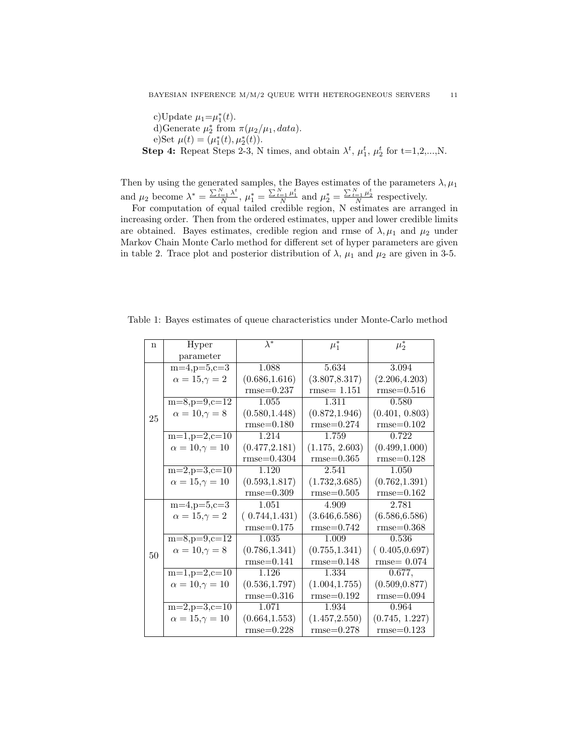c)Update $\mu_1$=$\mu_1^*(t)$.

d)Generate $\mu_2^*$ from $\pi(\mu_2/\mu_1, data)$.

e)Set $\mu(t) = (\mu_1^*(t), \mu_2^*(t))$.

**Step 4:** Repeat Steps 2-3, N times, and obtain $\lambda^t$, $\mu_1^t$, $\mu_2^t$ for t=1,2,...,N.

Then by using the generated samples, the Bayes estimates of the parameters $\lambda, \mu_1$ and $\mu_2$ become $\lambda^* = \frac{\sum_{t=1}^{N} \lambda^t}{N}$, $\mu_1^* = \frac{\sum_{t=1}^{N} \mu_1^t}{N}$ and $\mu_2^* = \frac{\sum_{t=1}^{N} \mu_2^t}{N}$ respectively.

For computation of equal tailed credible region, N estimates are arranged in increasing order. Then from the ordered estimates, upper and lower credible limits are obtained. Bayes estimates, credible region and rmse of $\lambda, \mu_1$ and $\mu_2$ under Markov Chain Monte Carlo method for different set of hyper parameters are given in table 2. Trace plot and posterior distribution of $\lambda$, $\mu_1$ and $\mu_2$ are given in 3-5.

Table 1: Bayes estimates of queue characteristics under Monte-Carlo method

| n | Hyper parameter | $\lambda^*$ | $\mu_1^*$ | $\mu_2^*$ |
|---|---|---|---|---|
| 25 | m=4,p=5,c=3 | 1.088 | 5.634 | 3.094 |
| | $\alpha = 15, \gamma = 2$ | (0.686,1.616) | (3.807,8.317) | (2.206,4.203) |
| | | rmse=0.237 | rmse= 1.151 | rmse=0.516 |
| | m=8,p=9,c=12 | 1.055 | 1.311 | 0.580 |
| | $\alpha = 10, \gamma = 8$ | (0.580,1.448) | (0.872,1.946) | (0.401, 0.803) |
| | | rmse=0.180 | rmse=0.274 | rmse=0.102 |
| | m=1,p=2,c=10 | 1.214 | 1.759 | 0.722 |
| | $\alpha = 10, \gamma = 10$ | (0.477,2.181) | (1.175, 2.603) | (0.499,1.000) |
| | | rmse=0.4304 | rmse=0.365 | rmse=0.128 |
| | m=2,p=3,c=10 | 1.120 | 2.541 | 1.050 |
| | $\alpha = 15, \gamma = 10$ | (0.593,1.817) | (1.732,3.685) | (0.762,1.391) |
| | | rmse=0.309 | rmse=0.505 | rmse=0.162 |
| 50 | m=4,p=5,c=3 | 1.051 | 4.909 | 2.781 |
| | $\alpha = 15, \gamma = 2$ | ( 0.744,1.431) | (3.646,6.586) | (6.586,6.586) |
| | | rmse=0.175 | rmse=0.742 | rmse=0.368 |
| | m=8,p=9,c=12 | 1.035 | 1.009 | 0.536 |
| | $\alpha = 10, \gamma = 8$ | (0.786,1.341) | (0.755,1.341) | ( 0.405,0.697) |
| | | rmse=0.141 | rmse=0.148 | rmse= 0.074 |
| | m=1,p=2,c=10 | 1.126 | 1.334 | 0.677, |
| | $\alpha = 10, \gamma = 10$ | (0.536,1.797) | (1.004,1.755) | (0.509,0.877) |
| | | rmse=0.316 | rmse=0.192 | rmse=0.094 |
| | m=2,p=3,c=10 | 1.071 | 1.934 | 0.964 |
| | $\alpha = 15, \gamma = 10$ | (0.664,1.553) | (1.457,2.550) | (0.745, 1.227) |
| | | rmse=0.228 | rmse=0.278 | rmse=0.123 |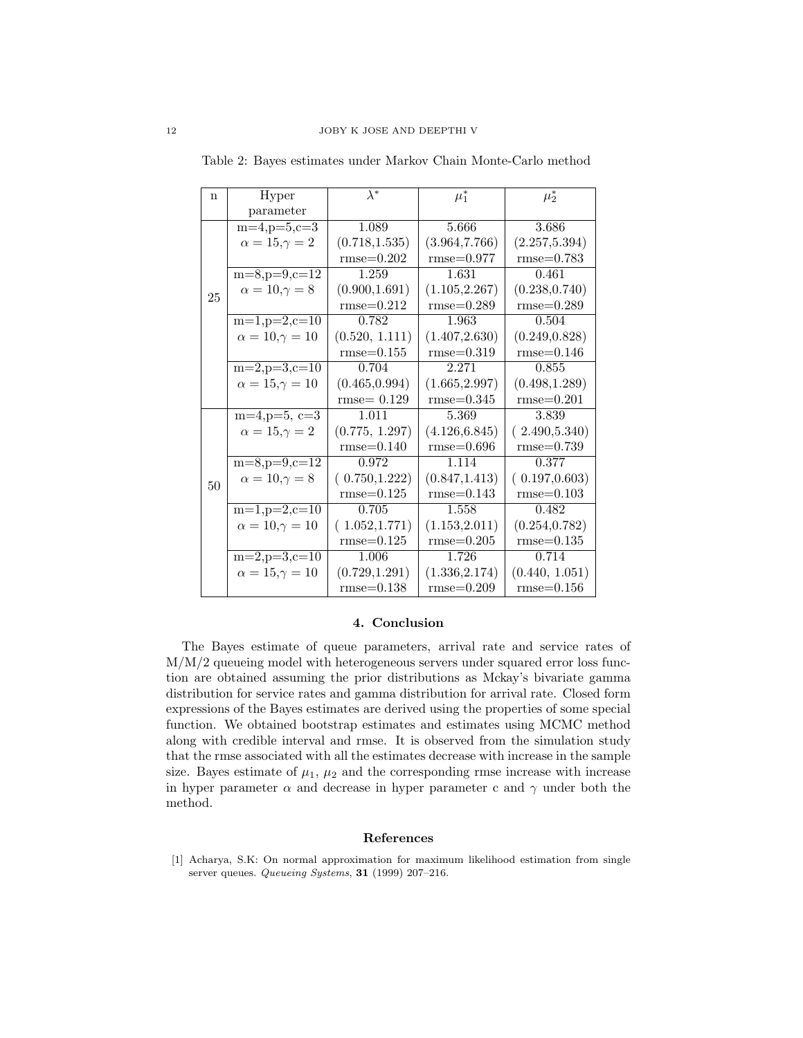Table 2: Bayes estimates under Markov Chain Monte-Carlo method

| n | Hyper parameter | $\lambda^*$ | $\mu_1^*$ | $\mu_2^*$ |
|---|---|---|---|---|
| 25 | m=4,p=5,c=3<br>$\alpha = 15, \gamma = 2$ | 1.089<br>(0.718,1.535)<br>rmse=0.202 | 5.666<br>(3.964,7.766)<br>rmse=0.977 | 3.686<br>(2.257,5.394)<br>rmse=0.783 |
| | m=8,p=9,c=12<br>$\alpha = 10, \gamma = 8$ | 1.259<br>(0.900,1.691)<br>rmse=0.212 | 1.631<br>(1.105,2.267)<br>rmse=0.289 | 0.461<br>(0.238,0.740)<br>rmse=0.289 |
| | m=1,p=2,c=10<br>$\alpha = 10, \gamma = 10$ | 0.782<br>(0.520, 1.111)<br>rmse=0.155 | 1.963<br>(1.407,2.630)<br>rmse=0.319 | 0.504<br>(0.249,0.828)<br>rmse=0.146 |
| | m=2,p=3,c=10<br>$\alpha = 15, \gamma = 10$ | 0.704<br>(0.465,0.994)<br>rmse= 0.129 | 2.271<br>(1.665,2.997)<br>rmse=0.345 | 0.855<br>(0.498,1.289)<br>rmse=0.201 |
| 50 | m=4,p=5, c=3<br>$\alpha = 15, \gamma = 2$ | 1.011<br>(0.775, 1.297)<br>rmse=0.140 | 5.369<br>(4.126,6.845)<br>rmse=0.696 | 3.839<br>( 2.490,5.340)<br>rmse=0.739 |
| | m=8,p=9,c=12<br>$\alpha = 10, \gamma = 8$ | 0.972<br>( 0.750,1.222)<br>rmse=0.125 | 1.114<br>(0.847,1.413)<br>rmse=0.143 | 0.377<br>( 0.197,0.603)<br>rmse=0.103 |
| | m=1,p=2,c=10<br>$\alpha = 10, \gamma = 10$ | 0.705<br>( 1.052,1.771)<br>rmse=0.125 | 1.558<br>(1.153,2.011)<br>rmse=0.205 | 0.482<br>(0.254,0.782)<br>rmse=0.135 |
| | m=2,p=3,c=10<br>$\alpha = 15, \gamma = 10$ | 1.006<br>(0.729,1.291)<br>rmse=0.138 | 1.726<br>(1.336,2.174)<br>rmse=0.209 | 0.714<br>(0.440, 1.051)<br>rmse=0.156 |

## 4. Conclusion

The Bayes estimate of queue parameters, arrival rate and service rates of M/M/2 queueing model with heterogeneous servers under squared error loss function are obtained assuming the prior distributions as Mckay's bivariate gamma distribution for service rates and gamma distribution for arrival rate. Closed form expressions of the Bayes estimates are derived using the properties of some special function. We obtained bootstrap estimates and estimates using MCMC method along with credible interval and rmse. It is observed from the simulation study that the rmse associated with all the estimates decrease with increase in the sample size. Bayes estimate of $\mu_1$, $\mu_2$ and the corresponding rmse increase with increase in hyper parameter $\alpha$ and decrease in hyper parameter c and $\gamma$ under both the method.

## References

[1] Acharya, S.K: On normal approximation for maximum likelihood estimation from single server queues. *Queueing Systems*, **31** (1999) 207–216.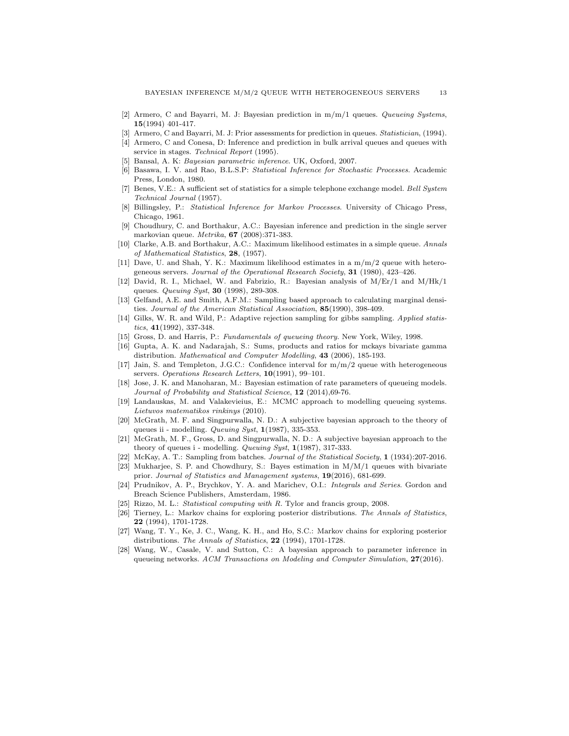[2] Armero, C and Bayarri, M. J: Bayesian prediction in m/m/1 queues. *Queueing Systems*, **15**(1994) 401-417.

[3] Armero, C and Bayarri, M. J: Prior assessments for prediction in queues. *Statistician*, (1994).

[4] Armero, C and Conesa, D: Inference and prediction in bulk arrival queues and queues with service in stages. *Technical Report* (1995).

[5] Bansal, A. K: *Bayesian parametric inference.* UK, Oxford, 2007.

[6] Basawa, I. V. and Rao, B.L.S.P: *Statistical Inference for Stochastic Processes*. Academic Press, London, 1980.

[7] Benes, V.E.: A sufficient set of statistics for a simple telephone exchange model. *Bell System Technical Journal* (1957).

[8] Billingsley, P.: *Statistical Inference for Markov Processes*. University of Chicago Press, Chicago, 1961.

[9] Choudhury, C. and Borthakur, A.C.: Bayesian inference and prediction in the single server markovian queue. *Metrika*, **67** (2008):371-383.

[10] Clarke, A.B. and Borthakur, A.C.: Maximum likelihood estimates in a simple queue. *Annals of Mathematical Statistics*, **28**, (1957).

[11] Dave, U. and Shah, Y. K.: Maximum likelihood estimates in a m/m/2 queue with heterogeneous servers. *Journal of the Operational Research Society*, **31** (1980), 423–426.

[12] David, R. I., Michael, W. and Fabrizio, R.: Bayesian analysis of M/Er/1 and M/Hk/1 queues. *Queuing Syst*, **30** (1998), 289-308.

[13] Gelfand, A.E. and Smith, A.F.M.: Sampling based approach to calculating marginal densities. *Journal of the American Statistical Association*, **85**(1990), 398-409.

[14] Gilks, W. R. and Wild, P.: Adaptive rejection sampling for gibbs sampling. *Applied statistics*, **41**(1992), 337-348.

[15] Gross, D. and Harris, P.: *Fundamentals of queueing theory*. New York, Wiley, 1998.

[16] Gupta, A. K. and Nadarajah, S.: Sums, products and ratios for mckays bivariate gamma distribution. *Mathematical and Computer Modelling*, **43** (2006), 185-193.

[17] Jain, S. and Templeton, J.G.C.: Confidence interval for m/m/2 queue with heterogeneous servers. *Operations Research Letters*, **10**(1991), 99–101.

[18] Jose, J. K. and Manoharan, M.: Bayesian estimation of rate parameters of queueing models. *Journal of Probability and Statistical Science*, **12** (2014),69-76.

[19] Landauskas, M. and Valakevieius, E.: MCMC approach to modelling queueing systems. *Lietuvos matematikos rinkinys* (2010).

[20] McGrath, M. F. and Singpurwalla, N. D.: A subjective bayesian approach to the theory of queues ii - modelling. *Queuing Syst*, **1**(1987), 335-353.

[21] McGrath, M. F., Gross, D. and Singpurwalla, N. D.: A subjective bayesian approach to the theory of queues i - modelling. *Queuing Syst*, **1**(1987), 317-333.

[22] McKay, A. T.: Sampling from batches. *Journal of the Statistical Society*, **1** (1934):207-2016.

[23] Mukharjee, S. P. and Chowdhury, S.: Bayes estimation in M/M/1 queues with bivariate prior. *Journal of Statistics and Management systems*, **19**(2016), 681-699.

[24] Prudnikov, A. P., Brychkov, Y. A. and Marichev, O.I.: *Integrals and Series*. Gordon and Breach Science Publishers, Amsterdam, 1986.

[25] Rizzo, M. L.: *Statistical computing with R*. Tylor and francis group, 2008.

[26] Tierney, L.: Markov chains for exploring posterior distributions. *The Annals of Statistics*, **22** (1994), 1701-1728.

[27] Wang, T. Y., Ke, J. C., Wang, K. H., and Ho, S.C.: Markov chains for exploring posterior distributions. *The Annals of Statistics*, **22** (1994), 1701-1728.

[28] Wang, W., Casale, V. and Sutton, C.: A bayesian approach to parameter inference in queueing networks. *ACM Transactions on Modeling and Computer Simulation*, **27**(2016).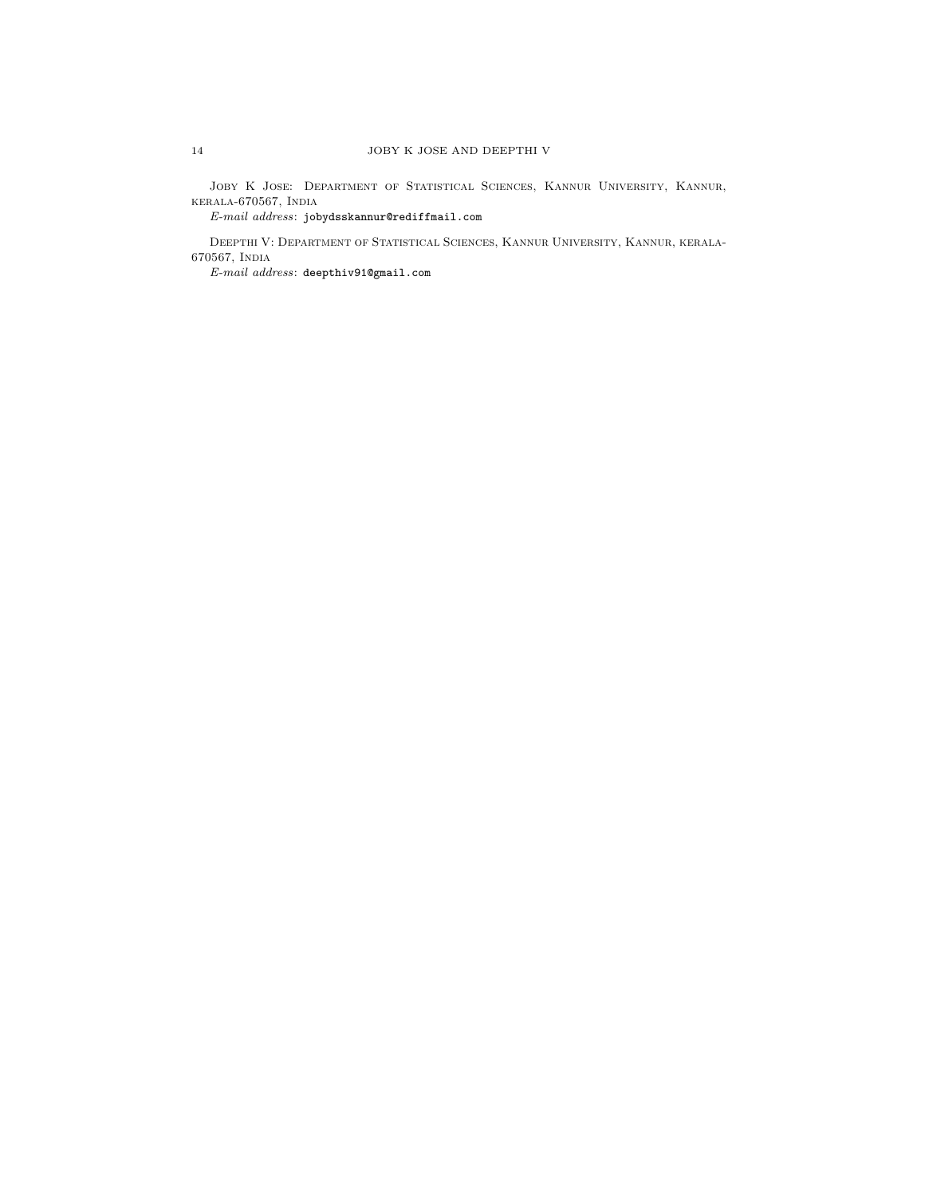Joby K Jose: Department of Statistical Sciences, Kannur University, Kannur, kerala-670567, India

*E-mail address*: jobydsskannur@rediffmail.com

Deepthi V: Department of Statistical Sciences, Kannur University, Kannur, kerala-670567, India

*E-mail address*: deepthiv91@gmail.com